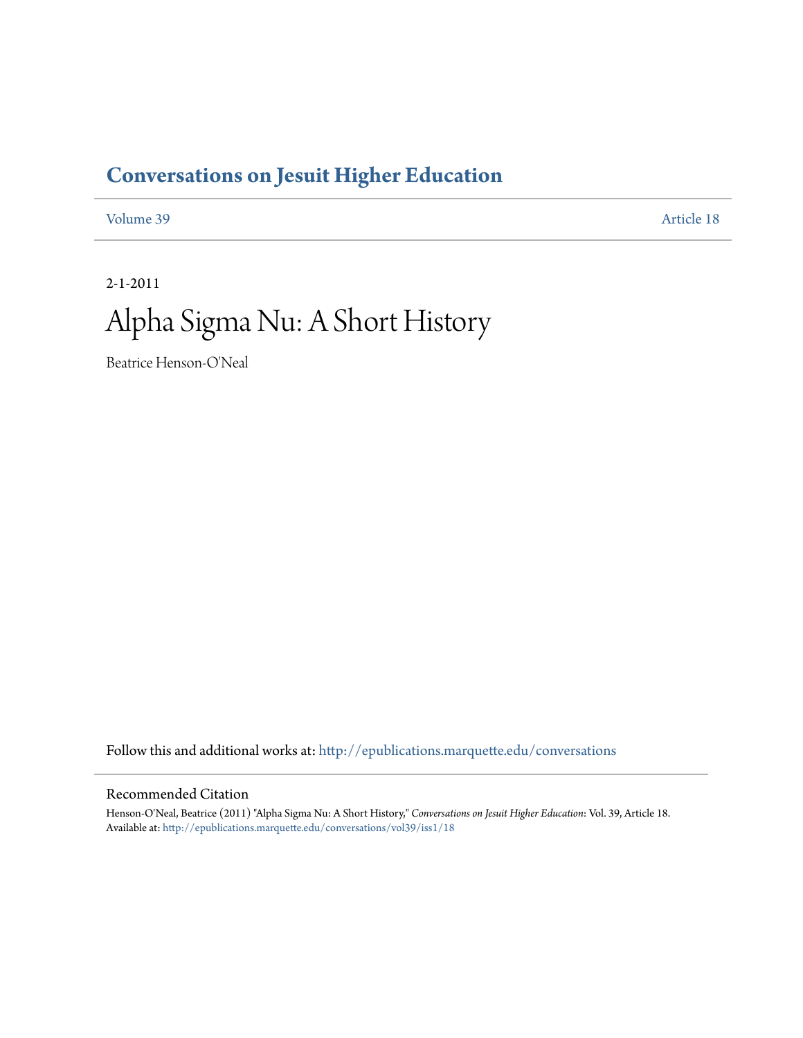# Conversations on Jesuit Higher Education

Volume 39 Article 18

2-1-2011

# Alpha Sigma Nu: A Short History

Beatrice Henson-O'Neal

Follow this and additional works at: http://epublications.marquette.edu/conversations

## Recommended Citation

Henson-O'Neal, Beatrice (2011) "Alpha Sigma Nu: A Short History," *Conversations on Jesuit Higher Education*: Vol. 39, Article 18.
Available at: http://epublications.marquette.edu/conversations/vol39/iss1/18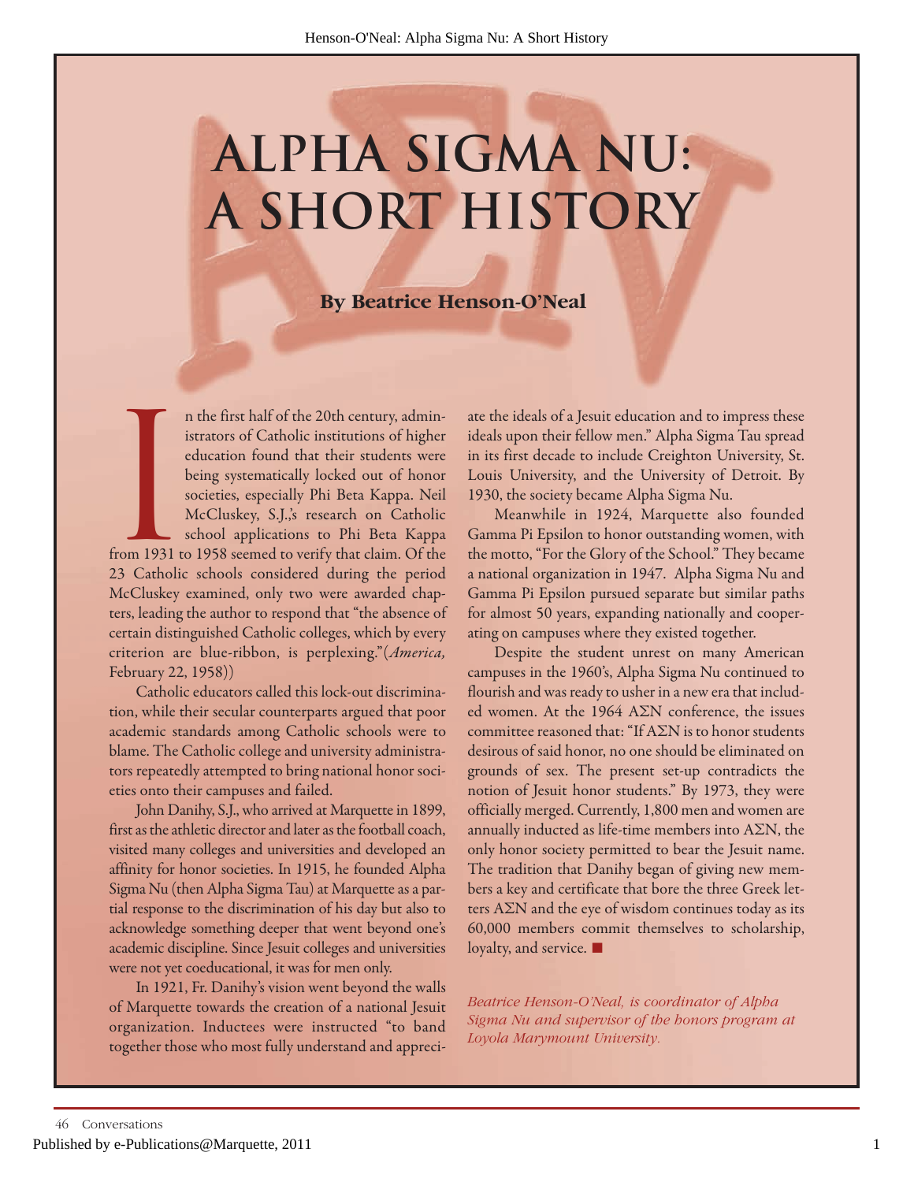# ALPHA SIGMA NU: A SHORT HISTORY

**By Beatrice Henson-O'Neal**

In the first half of the 20th century, administrators of Catholic institutions of higher education found that their students were being systematically locked out of honor societies, especially Phi Beta Kappa. Neil McCluskey, S.J.,'s research on Catholic school applications to Phi Beta Kappa from 1931 to 1958 seemed to verify that claim. Of the 23 Catholic schools considered during the period McCluskey examined, only two were awarded chapters, leading the author to respond that "the absence of certain distinguished Catholic colleges, which by every criterion are blue-ribbon, is perplexing."(*America,* February 22, 1958))

Catholic educators called this lock-out discrimination, while their secular counterparts argued that poor academic standards among Catholic schools were to blame. The Catholic college and university administrators repeatedly attempted to bring national honor societies onto their campuses and failed.

John Danihy, S.J., who arrived at Marquette in 1899, first as the athletic director and later as the football coach, visited many colleges and universities and developed an affinity for honor societies. In 1915, he founded Alpha Sigma Nu (then Alpha Sigma Tau) at Marquette as a partial response to the discrimination of his day but also to acknowledge something deeper that went beyond one's academic discipline. Since Jesuit colleges and universities were not yet coeducational, it was for men only.

In 1921, Fr. Danihy's vision went beyond the walls of Marquette towards the creation of a national Jesuit organization. Inductees were instructed "to band together those who most fully understand and appreciate the ideals of a Jesuit education and to impress these ideals upon their fellow men." Alpha Sigma Tau spread in its first decade to include Creighton University, St. Louis University, and the University of Detroit. By 1930, the society became Alpha Sigma Nu.

Meanwhile in 1924, Marquette also founded Gamma Pi Epsilon to honor outstanding women, with the motto, "For the Glory of the School." They became a national organization in 1947. Alpha Sigma Nu and Gamma Pi Epsilon pursued separate but similar paths for almost 50 years, expanding nationally and cooperating on campuses where they existed together.

Despite the student unrest on many American campuses in the 1960's, Alpha Sigma Nu continued to flourish and was ready to usher in a new era that included women. At the 1964 AΣN conference, the issues committee reasoned that: "If AΣN is to honor students desirous of said honor, no one should be eliminated on grounds of sex. The present set-up contradicts the notion of Jesuit honor students." By 1973, they were officially merged. Currently, 1,800 men and women are annually inducted as life-time members into AΣN, the only honor society permitted to bear the Jesuit name. The tradition that Danihy began of giving new members a key and certificate that bore the three Greek letters AΣN and the eye of wisdom continues today as its 60,000 members commit themselves to scholarship, loyalty, and service. ■

*Beatrice Henson-O'Neal, is coordinator of Alpha Sigma Nu and supervisor of the honors program at Loyola Marymount University.*